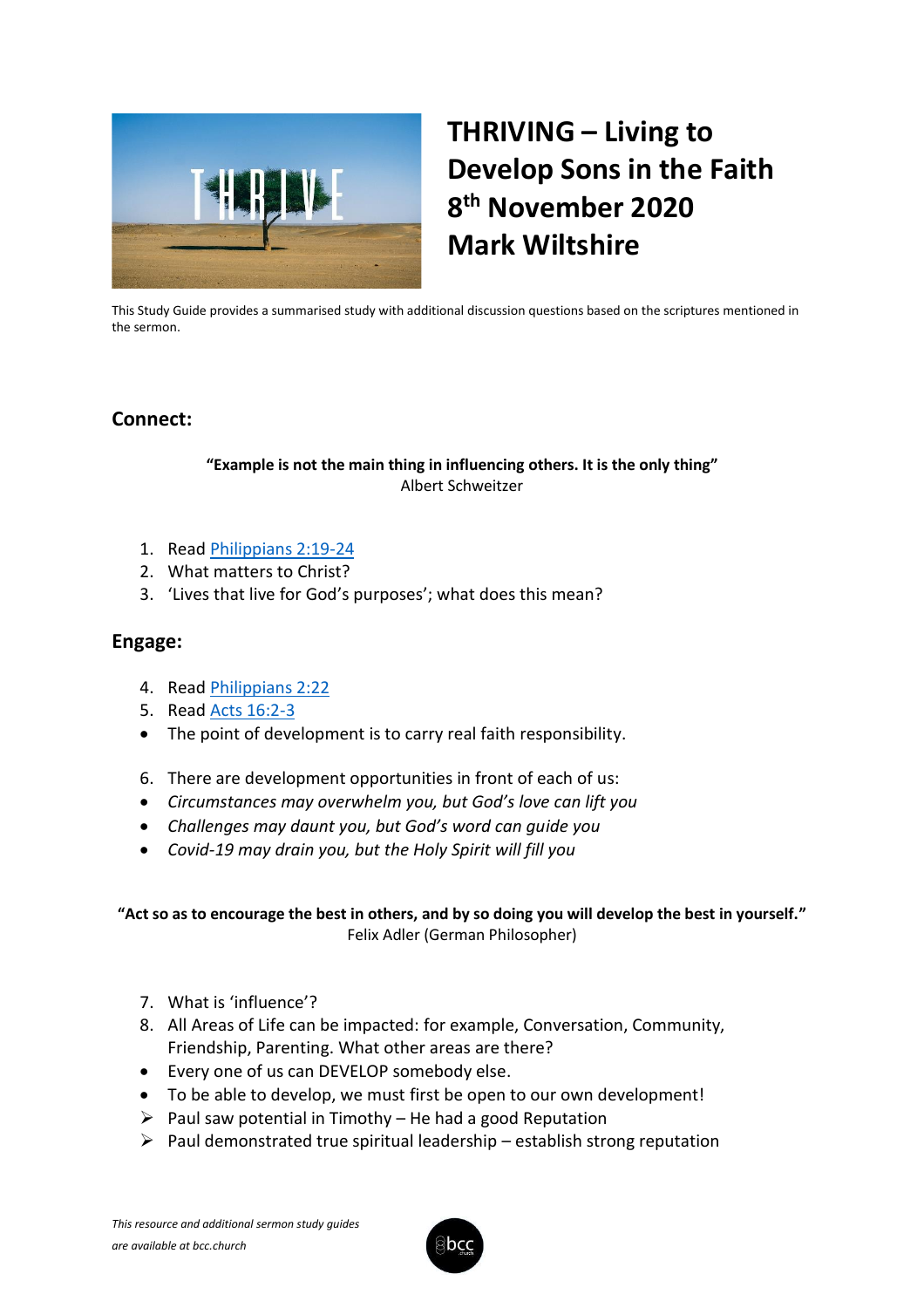# THRIVING – Living to Develop Sons in the Faith
## 8th November 2020
## Mark Wiltshire

This Study Guide provides a summarised study with additional discussion questions based on the scriptures mentioned in the sermon.

## Connect:

**"Example is not the main thing in influencing others. It is the only thing"**
Albert Schweitzer

1. Read Philippians 2:19-24
2. What matters to Christ?
3. 'Lives that live for God's purposes'; what does this mean?

## Engage:

4. Read Philippians 2:22
5. Read Acts 16:2-3

- The point of development is to carry real faith responsibility.

6. There are development opportunities in front of each of us:

- *Circumstances may overwhelm you, but God's love can lift you*
- *Challenges may daunt you, but God's word can guide you*
- *Covid-19 may drain you, but the Holy Spirit will fill you*

**"Act so as to encourage the best in others, and by so doing you will develop the best in yourself."**
Felix Adler (German Philosopher)

7. What is 'influence'?
8. All Areas of Life can be impacted: for example, Conversation, Community, Friendship, Parenting. What other areas are there?

- Every one of us can DEVELOP somebody else.
- To be able to develop, we must first be open to our own development!
  - Paul saw potential in Timothy – He had a good Reputation
  - Paul demonstrated true spiritual leadership – establish strong reputation

*This resource and additional sermon study guides are available at bcc.church*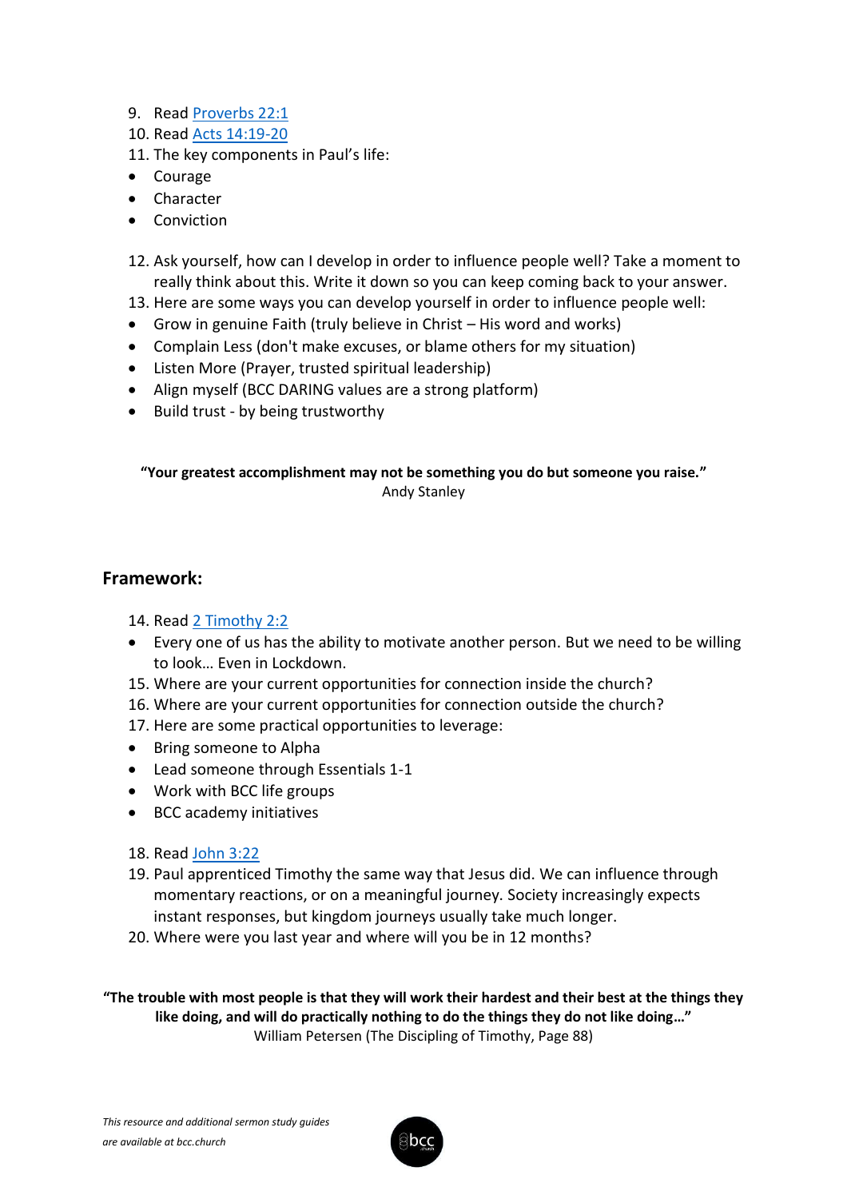9. Read [Proverbs 22:1]
10. Read [Acts 14:19-20]
11. The key components in Paul's life:

- Courage
- Character
- Conviction

12. Ask yourself, how can I develop in order to influence people well? Take a moment to really think about this. Write it down so you can keep coming back to your answer.
13. Here are some ways you can develop yourself in order to influence people well:

- Grow in genuine Faith (truly believe in Christ – His word and works)
- Complain Less (don't make excuses, or blame others for my situation)
- Listen More (Prayer, trusted spiritual leadership)
- Align myself (BCC DARING values are a strong platform)
- Build trust - by being trustworthy

**"Your greatest accomplishment may not be something you do but someone you raise."**
Andy Stanley

## Framework:

14. Read [2 Timothy 2:2]

- Every one of us has the ability to motivate another person. But we need to be willing to look… Even in Lockdown.

15. Where are your current opportunities for connection inside the church?
16. Where are your current opportunities for connection outside the church?
17. Here are some practical opportunities to leverage:

- Bring someone to Alpha
- Lead someone through Essentials 1-1
- Work with BCC life groups
- BCC academy initiatives

18. Read [John 3:22]
19. Paul apprenticed Timothy the same way that Jesus did. We can influence through momentary reactions, or on a meaningful journey. Society increasingly expects instant responses, but kingdom journeys usually take much longer.
20. Where were you last year and where will you be in 12 months?

**"The trouble with most people is that they will work their hardest and their best at the things they like doing, and will do practically nothing to do the things they do not like doing…"**
William Petersen (The Discipling of Timothy, Page 88)

*This resource and additional sermon study guides are available at bcc.church*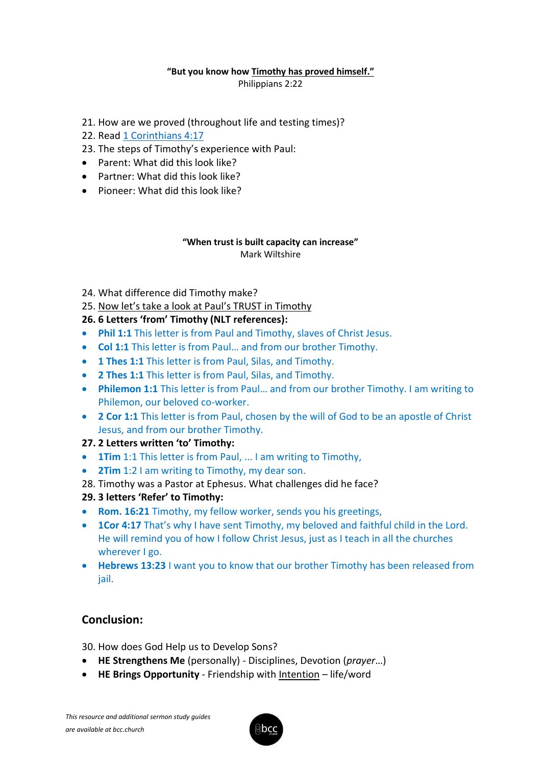**"But you know how <u>Timothy has proved himself."</u>**
Philippians 2:22

21. How are we proved (throughout life and testing times)?
22. Read [1 Corinthians 4:17]()
23. The steps of Timothy's experience with Paul:

- Parent: What did this look like?
- Partner: What did this look like?
- Pioneer: What did this look like?

**"When trust is built capacity can increase"**
Mark Wiltshire

24. What difference did Timothy make?
25. <u>Now let's take a look at Paul's TRUST in Timothy</u>
26. **6 Letters 'from' Timothy (NLT references):**

- **Phil 1:1** This letter is from Paul and Timothy, slaves of Christ Jesus.
- **Col 1:1** This letter is from Paul… and from our brother Timothy.
- **1 Thes 1:1** This letter is from Paul, Silas, and Timothy.
- **2 Thes 1:1** This letter is from Paul, Silas, and Timothy.
- **Philemon 1:1** This letter is from Paul… and from our brother Timothy. I am writing to Philemon, our beloved co-worker.
- **2 Cor 1:1** This letter is from Paul, chosen by the will of God to be an apostle of Christ Jesus, and from our brother Timothy.

27. **2 Letters written 'to' Timothy:**

- **1Tim** 1:1 This letter is from Paul, ... I am writing to Timothy,
- **2Tim** 1:2 I am writing to Timothy, my dear son.

28. Timothy was a Pastor at Ephesus. What challenges did he face?
29. **3 letters 'Refer' to Timothy:**

- **Rom. 16:21** Timothy, my fellow worker, sends you his greetings,
- **1Cor 4:17** That's why I have sent Timothy, my beloved and faithful child in the Lord. He will remind you of how I follow Christ Jesus, just as I teach in all the churches wherever I go.
- **Hebrews 13:23** I want you to know that our brother Timothy has been released from jail.

## Conclusion:

30. How does God Help us to Develop Sons?

- **HE Strengthens Me** (personally) - Disciplines, Devotion (*prayer*…)
- **HE Brings Opportunity** - Friendship with <u>Intention</u> – life/word

*This resource and additional sermon study guides are available at bcc.church*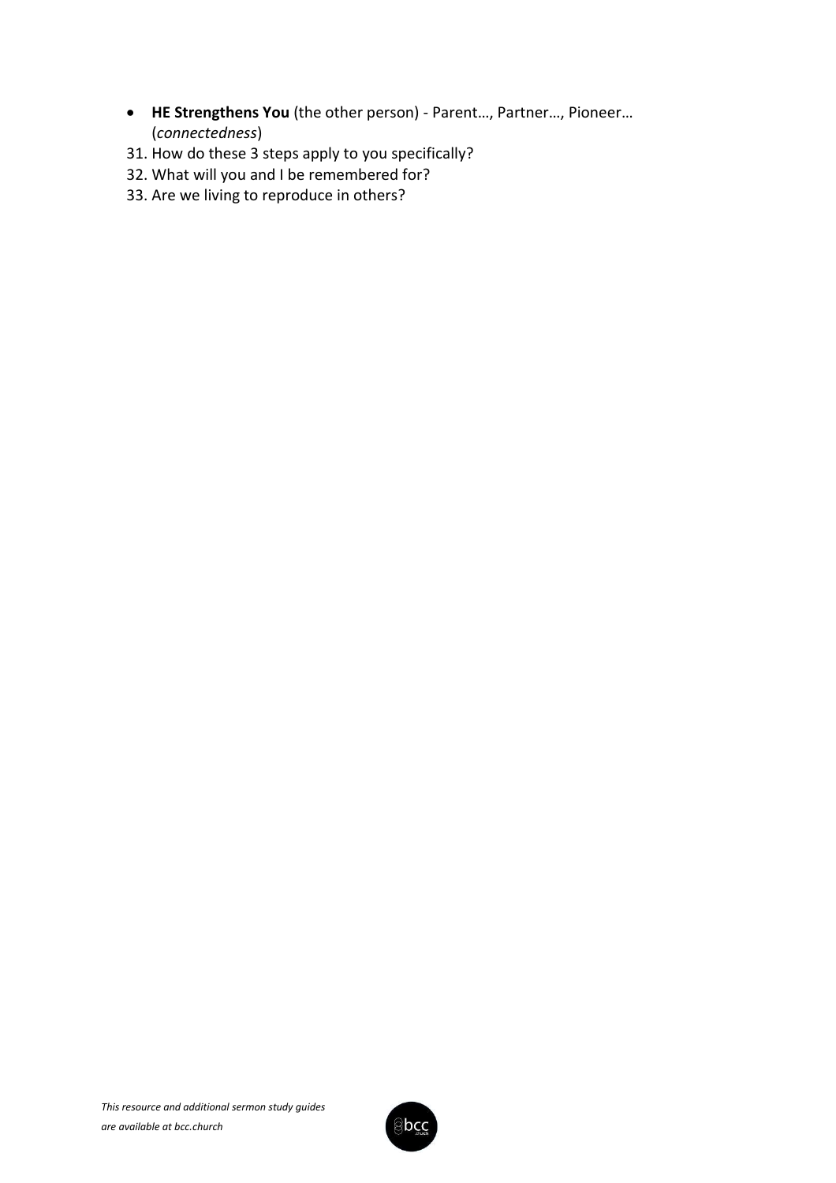- **HE Strengthens You** (the other person) - Parent…, Partner…, Pioneer… (*connectedness*)

31. How do these 3 steps apply to you specifically?
32. What will you and I be remembered for?
33. Are we living to reproduce in others?

*This resource and additional sermon study guides are available at bcc.church*